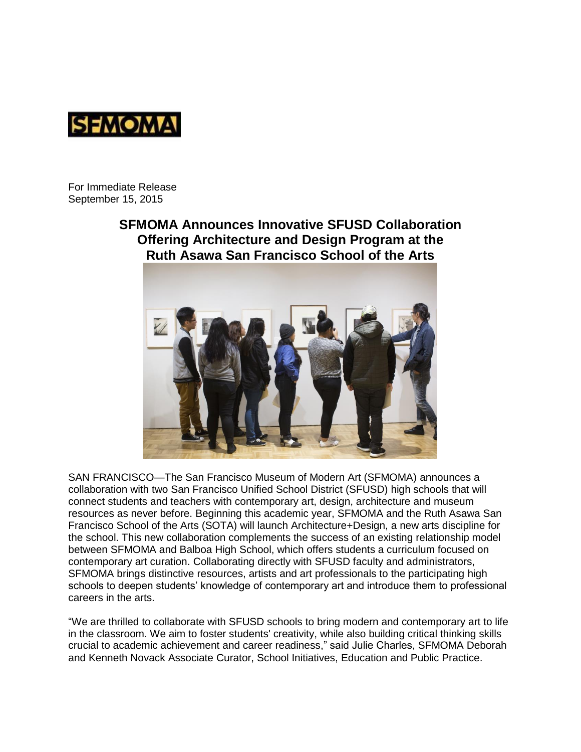SFMOMA

For Immediate Release
September 15, 2015

# SFMOMA Announces Innovative SFUSD Collaboration Offering Architecture and Design Program at the Ruth Asawa San Francisco School of the Arts

SAN FRANCISCO—The San Francisco Museum of Modern Art (SFMOMA) announces a collaboration with two San Francisco Unified School District (SFUSD) high schools that will connect students and teachers with contemporary art, design, architecture and museum resources as never before. Beginning this academic year, SFMOMA and the Ruth Asawa San Francisco School of the Arts (SOTA) will launch Architecture+Design, a new arts discipline for the school. This new collaboration complements the success of an existing relationship model between SFMOMA and Balboa High School, which offers students a curriculum focused on contemporary art curation. Collaborating directly with SFUSD faculty and administrators, SFMOMA brings distinctive resources, artists and art professionals to the participating high schools to deepen students' knowledge of contemporary art and introduce them to professional careers in the arts.

"We are thrilled to collaborate with SFUSD schools to bring modern and contemporary art to life in the classroom. We aim to foster students' creativity, while also building critical thinking skills crucial to academic achievement and career readiness," said Julie Charles, SFMOMA Deborah and Kenneth Novack Associate Curator, School Initiatives, Education and Public Practice.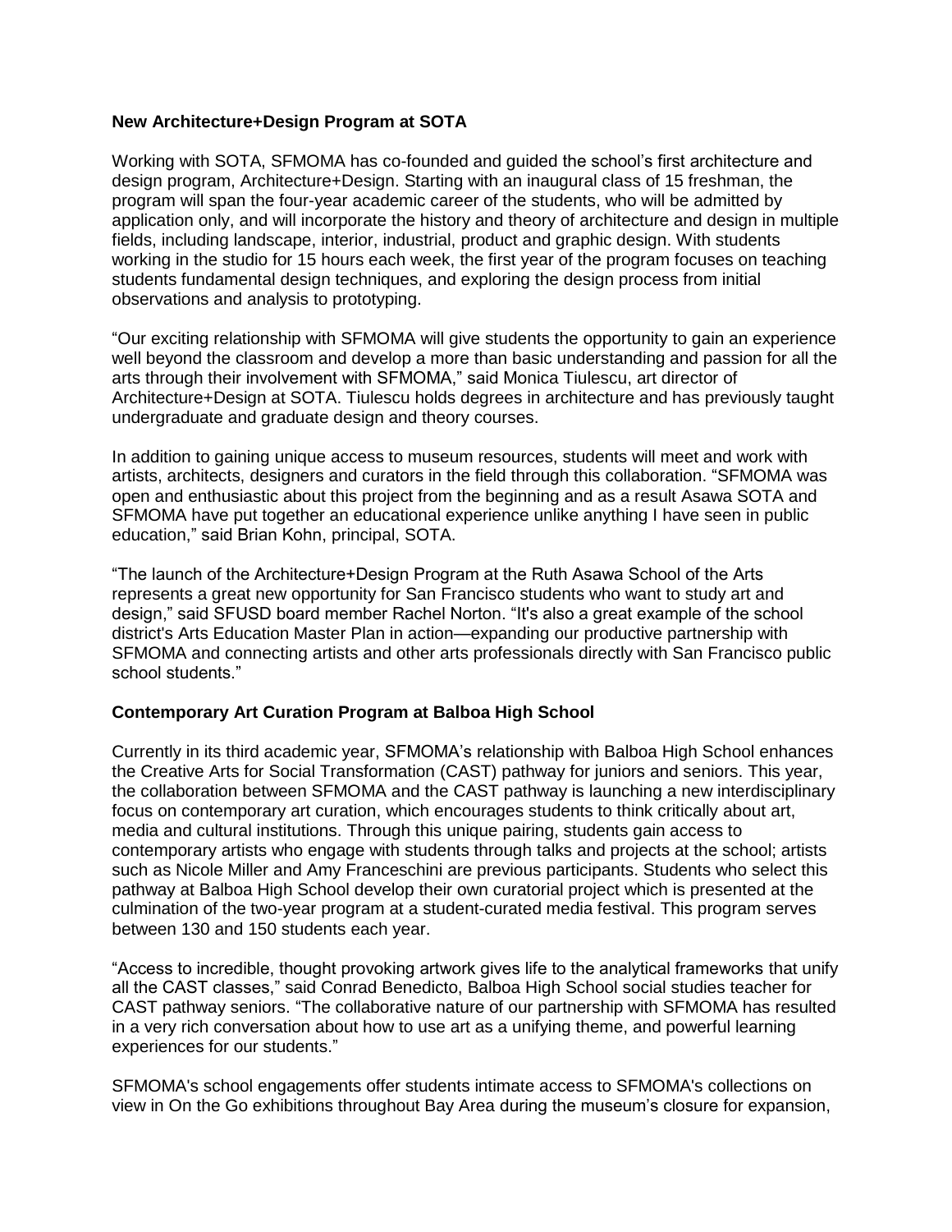**New Architecture+Design Program at SOTA**

Working with SOTA, SFMOMA has co-founded and guided the school's first architecture and design program, Architecture+Design. Starting with an inaugural class of 15 freshman, the program will span the four-year academic career of the students, who will be admitted by application only, and will incorporate the history and theory of architecture and design in multiple fields, including landscape, interior, industrial, product and graphic design. With students working in the studio for 15 hours each week, the first year of the program focuses on teaching students fundamental design techniques, and exploring the design process from initial observations and analysis to prototyping.

"Our exciting relationship with SFMOMA will give students the opportunity to gain an experience well beyond the classroom and develop a more than basic understanding and passion for all the arts through their involvement with SFMOMA," said Monica Tiulescu, art director of Architecture+Design at SOTA. Tiulescu holds degrees in architecture and has previously taught undergraduate and graduate design and theory courses.

In addition to gaining unique access to museum resources, students will meet and work with artists, architects, designers and curators in the field through this collaboration. "SFMOMA was open and enthusiastic about this project from the beginning and as a result Asawa SOTA and SFMOMA have put together an educational experience unlike anything I have seen in public education," said Brian Kohn, principal, SOTA.

"The launch of the Architecture+Design Program at the Ruth Asawa School of the Arts represents a great new opportunity for San Francisco students who want to study art and design," said SFUSD board member Rachel Norton. "It's also a great example of the school district's Arts Education Master Plan in action—expanding our productive partnership with SFMOMA and connecting artists and other arts professionals directly with San Francisco public school students."

**Contemporary Art Curation Program at Balboa High School**

Currently in its third academic year, SFMOMA's relationship with Balboa High School enhances the Creative Arts for Social Transformation (CAST) pathway for juniors and seniors. This year, the collaboration between SFMOMA and the CAST pathway is launching a new interdisciplinary focus on contemporary art curation, which encourages students to think critically about art, media and cultural institutions. Through this unique pairing, students gain access to contemporary artists who engage with students through talks and projects at the school; artists such as Nicole Miller and Amy Franceschini are previous participants. Students who select this pathway at Balboa High School develop their own curatorial project which is presented at the culmination of the two-year program at a student-curated media festival. This program serves between 130 and 150 students each year.

"Access to incredible, thought provoking artwork gives life to the analytical frameworks that unify all the CAST classes," said Conrad Benedicto, Balboa High School social studies teacher for CAST pathway seniors. "The collaborative nature of our partnership with SFMOMA has resulted in a very rich conversation about how to use art as a unifying theme, and powerful learning experiences for our students."

SFMOMA's school engagements offer students intimate access to SFMOMA's collections on view in On the Go exhibitions throughout Bay Area during the museum's closure for expansion,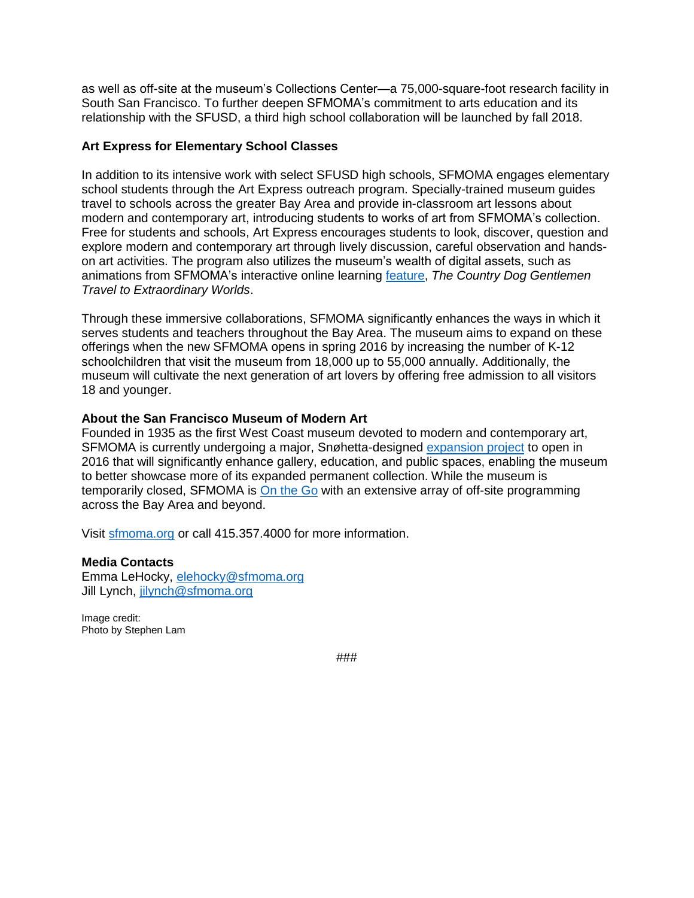as well as off-site at the museum's Collections Center—a 75,000-square-foot research facility in South San Francisco. To further deepen SFMOMA's commitment to arts education and its relationship with the SFUSD, a third high school collaboration will be launched by fall 2018.

**Art Express for Elementary School Classes**

In addition to its intensive work with select SFUSD high schools, SFMOMA engages elementary school students through the Art Express outreach program. Specially-trained museum guides travel to schools across the greater Bay Area and provide in-classroom art lessons about modern and contemporary art, introducing students to works of art from SFMOMA's collection. Free for students and schools, Art Express encourages students to look, discover, question and explore modern and contemporary art through lively discussion, careful observation and hands-on art activities. The program also utilizes the museum's wealth of digital assets, such as animations from SFMOMA's interactive online learning feature, *The Country Dog Gentlemen Travel to Extraordinary Worlds*.

Through these immersive collaborations, SFMOMA significantly enhances the ways in which it serves students and teachers throughout the Bay Area. The museum aims to expand on these offerings when the new SFMOMA opens in spring 2016 by increasing the number of K-12 schoolchildren that visit the museum from 18,000 up to 55,000 annually. Additionally, the museum will cultivate the next generation of art lovers by offering free admission to all visitors 18 and younger.

**About the San Francisco Museum of Modern Art**

Founded in 1935 as the first West Coast museum devoted to modern and contemporary art, SFMOMA is currently undergoing a major, Snøhetta-designed expansion project to open in 2016 that will significantly enhance gallery, education, and public spaces, enabling the museum to better showcase more of its expanded permanent collection. While the museum is temporarily closed, SFMOMA is On the Go with an extensive array of off-site programming across the Bay Area and beyond.

Visit sfmoma.org or call 415.357.4000 for more information.

**Media Contacts**

Emma LeHocky, elehocky@sfmoma.org
Jill Lynch, jilynch@sfmoma.org

Image credit:
Photo by Stephen Lam

###